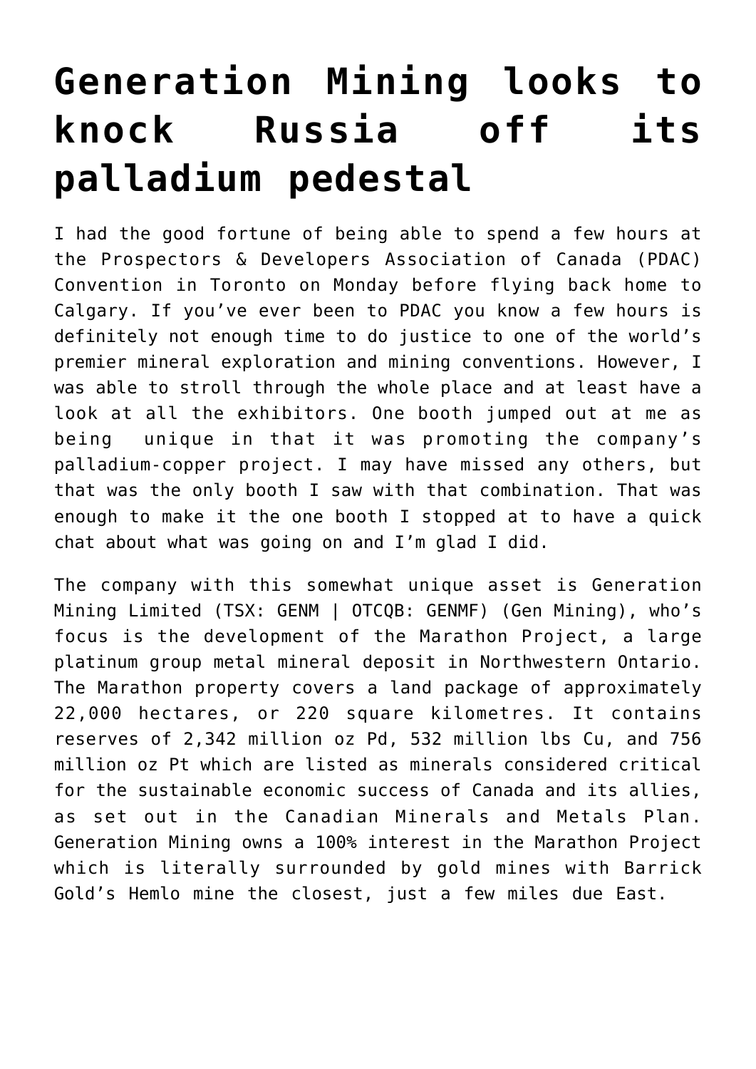# Generation Mining looks to knock Russia off its palladium pedestal

I had the good fortune of being able to spend a few hours at the Prospectors & Developers Association of Canada (PDAC) Convention in Toronto on Monday before flying back home to Calgary. If you've ever been to PDAC you know a few hours is definitely not enough time to do justice to one of the world's premier mineral exploration and mining conventions. However, I was able to stroll through the whole place and at least have a look at all the exhibitors. One booth jumped out at me as being unique in that it was promoting the company's palladium-copper project. I may have missed any others, but that was the only booth I saw with that combination. That was enough to make it the one booth I stopped at to have a quick chat about what was going on and I'm glad I did.

The company with this somewhat unique asset is Generation Mining Limited (TSX: GENM | OTCQB: GENMF) (Gen Mining), who's focus is the development of the Marathon Project, a large platinum group metal mineral deposit in Northwestern Ontario. The Marathon property covers a land package of approximately 22,000 hectares, or 220 square kilometres. It contains reserves of 2,342 million oz Pd, 532 million lbs Cu, and 756 million oz Pt which are listed as minerals considered critical for the sustainable economic success of Canada and its allies, as set out in the Canadian Minerals and Metals Plan. Generation Mining owns a 100% interest in the Marathon Project which is literally surrounded by gold mines with Barrick Gold's Hemlo mine the closest, just a few miles due East.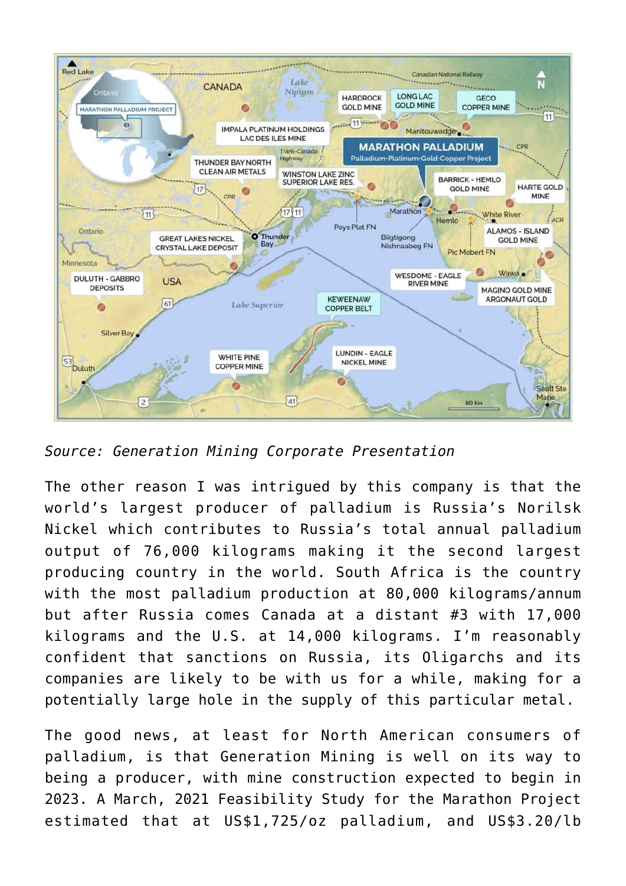*Source: Generation Mining Corporate Presentation*

The other reason I was intrigued by this company is that the world's largest producer of palladium is Russia's Norilsk Nickel which contributes to Russia's total annual palladium output of 76,000 kilograms making it the second largest producing country in the world. South Africa is the country with the most palladium production at 80,000 kilograms/annum but after Russia comes Canada at a distant #3 with 17,000 kilograms and the U.S. at 14,000 kilograms. I'm reasonably confident that sanctions on Russia, its Oligarchs and its companies are likely to be with us for a while, making for a potentially large hole in the supply of this particular metal.

The good news, at least for North American consumers of palladium, is that Generation Mining is well on its way to being a producer, with mine construction expected to begin in 2023. A March, 2021 Feasibility Study for the Marathon Project estimated that at US$1,725/oz palladium, and US$3.20/lb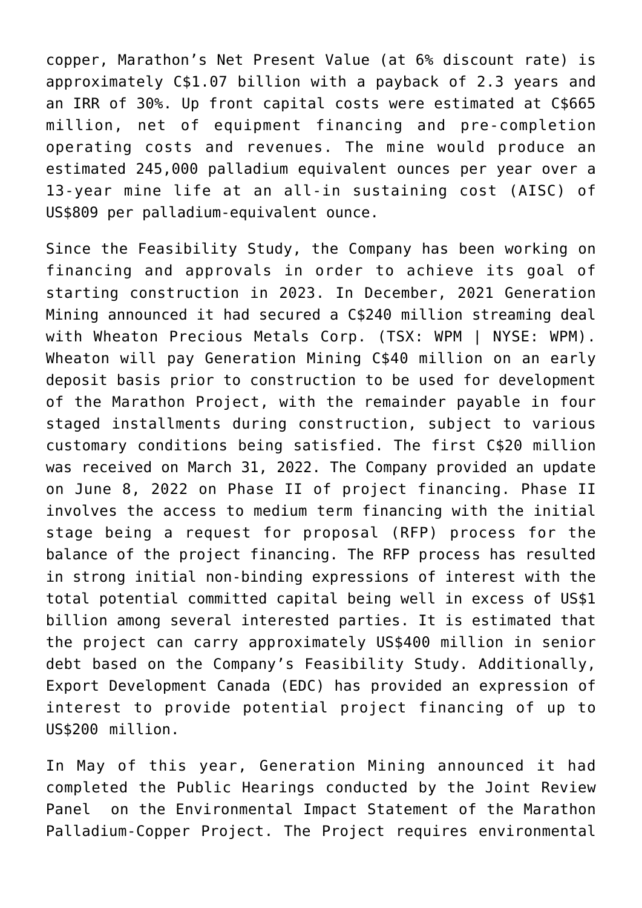copper, Marathon's Net Present Value (at 6% discount rate) is approximately C$1.07 billion with a payback of 2.3 years and an IRR of 30%. Up front capital costs were estimated at C$665 million, net of equipment financing and pre-completion operating costs and revenues. The mine would produce an estimated 245,000 palladium equivalent ounces per year over a 13-year mine life at an all-in sustaining cost (AISC) of US$809 per palladium-equivalent ounce.

Since the Feasibility Study, the Company has been working on financing and approvals in order to achieve its goal of starting construction in 2023. In December, 2021 Generation Mining announced it had secured a C$240 million streaming deal with Wheaton Precious Metals Corp. (TSX: WPM | NYSE: WPM). Wheaton will pay Generation Mining C$40 million on an early deposit basis prior to construction to be used for development of the Marathon Project, with the remainder payable in four staged installments during construction, subject to various customary conditions being satisfied. The first C$20 million was received on March 31, 2022. The Company provided an update on June 8, 2022 on Phase II of project financing. Phase II involves the access to medium term financing with the initial stage being a request for proposal (RFP) process for the balance of the project financing. The RFP process has resulted in strong initial non-binding expressions of interest with the total potential committed capital being well in excess of US$1 billion among several interested parties. It is estimated that the project can carry approximately US$400 million in senior debt based on the Company's Feasibility Study. Additionally, Export Development Canada (EDC) has provided an expression of interest to provide potential project financing of up to US$200 million.

In May of this year, Generation Mining announced it had completed the Public Hearings conducted by the Joint Review Panel on the Environmental Impact Statement of the Marathon Palladium-Copper Project. The Project requires environmental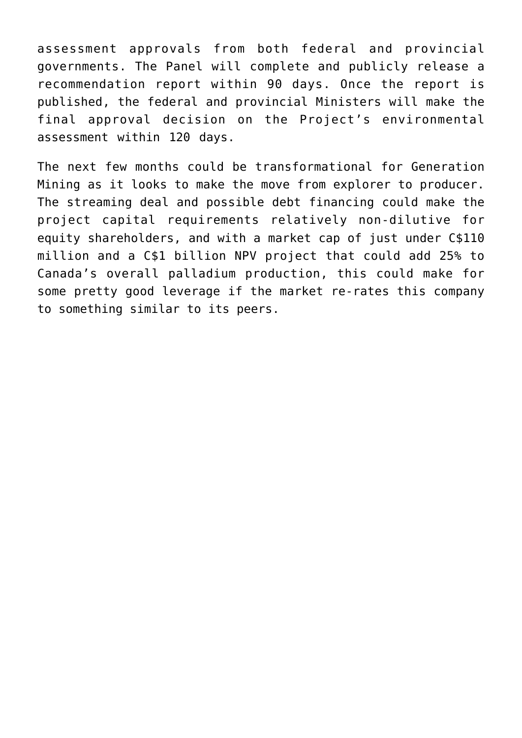assessment approvals from both federal and provincial governments. The Panel will complete and publicly release a recommendation report within 90 days. Once the report is published, the federal and provincial Ministers will make the final approval decision on the Project's environmental assessment within 120 days.

The next few months could be transformational for Generation Mining as it looks to make the move from explorer to producer. The streaming deal and possible debt financing could make the project capital requirements relatively non-dilutive for equity shareholders, and with a market cap of just under C$110 million and a C$1 billion NPV project that could add 25% to Canada's overall palladium production, this could make for some pretty good leverage if the market re-rates this company to something similar to its peers.